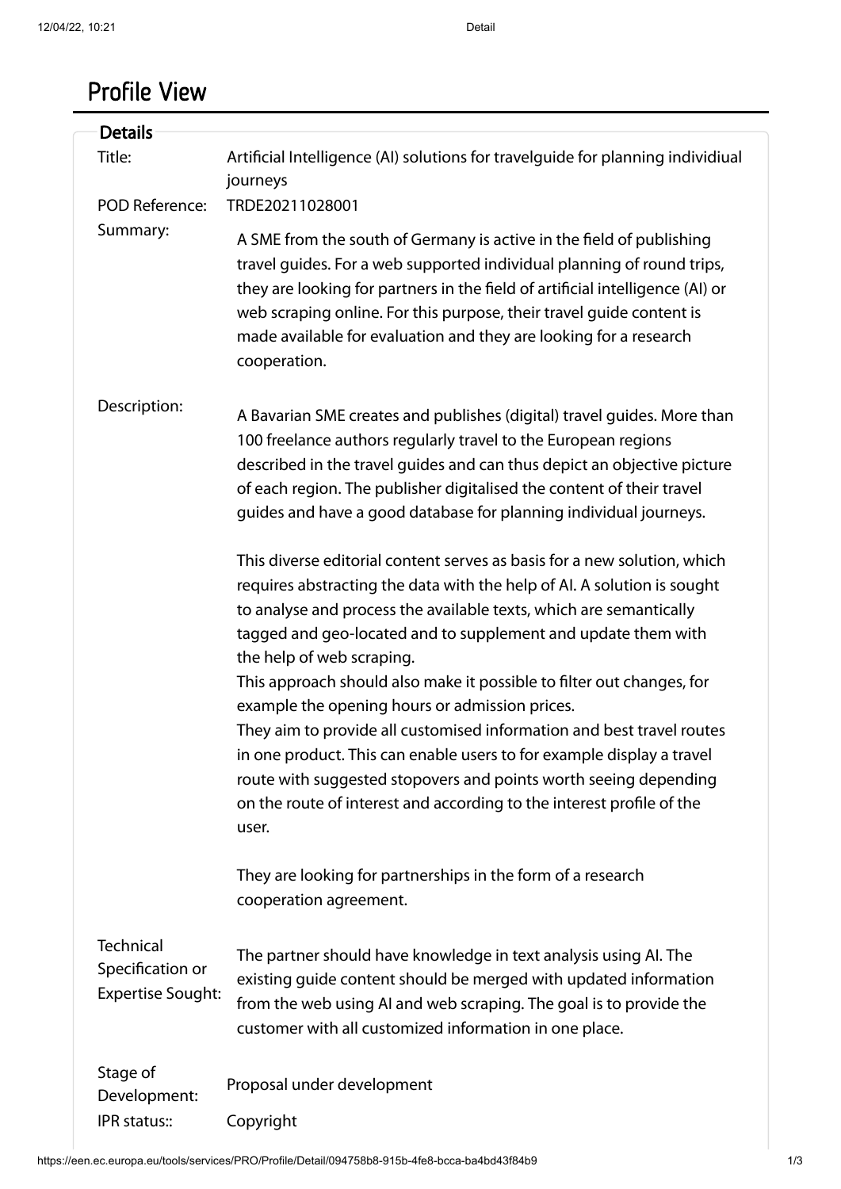# Profile View

## Details

**Title:** Artificial Intelligence (AI) solutions for travelguide for planning individiual journeys

**POD Reference:** TRDE20211028001

**Summary:**

A SME from the south of Germany is active in the field of publishing travel guides. For a web supported individual planning of round trips, they are looking for partners in the field of artificial intelligence (AI) or web scraping online. For this purpose, their travel guide content is made available for evaluation and they are looking for a research cooperation.

**Description:**

A Bavarian SME creates and publishes (digital) travel guides. More than 100 freelance authors regularly travel to the European regions described in the travel guides and can thus depict an objective picture of each region. The publisher digitalised the content of their travel guides and have a good database for planning individual journeys.

This diverse editorial content serves as basis for a new solution, which requires abstracting the data with the help of AI. A solution is sought to analyse and process the available texts, which are semantically tagged and geo-located and to supplement and update them with the help of web scraping.
This approach should also make it possible to filter out changes, for example the opening hours or admission prices.
They aim to provide all customised information and best travel routes in one product. This can enable users to for example display a travel route with suggested stopovers and points worth seeing depending on the route of interest and according to the interest profile of the user.

They are looking for partnerships in the form of a research cooperation agreement.

**Technical Specification or Expertise Sought:**

The partner should have knowledge in text analysis using AI. The existing guide content should be merged with updated information from the web using AI and web scraping. The goal is to provide the customer with all customized information in one place.

**Stage of Development:** Proposal under development

**IPR status::** Copyright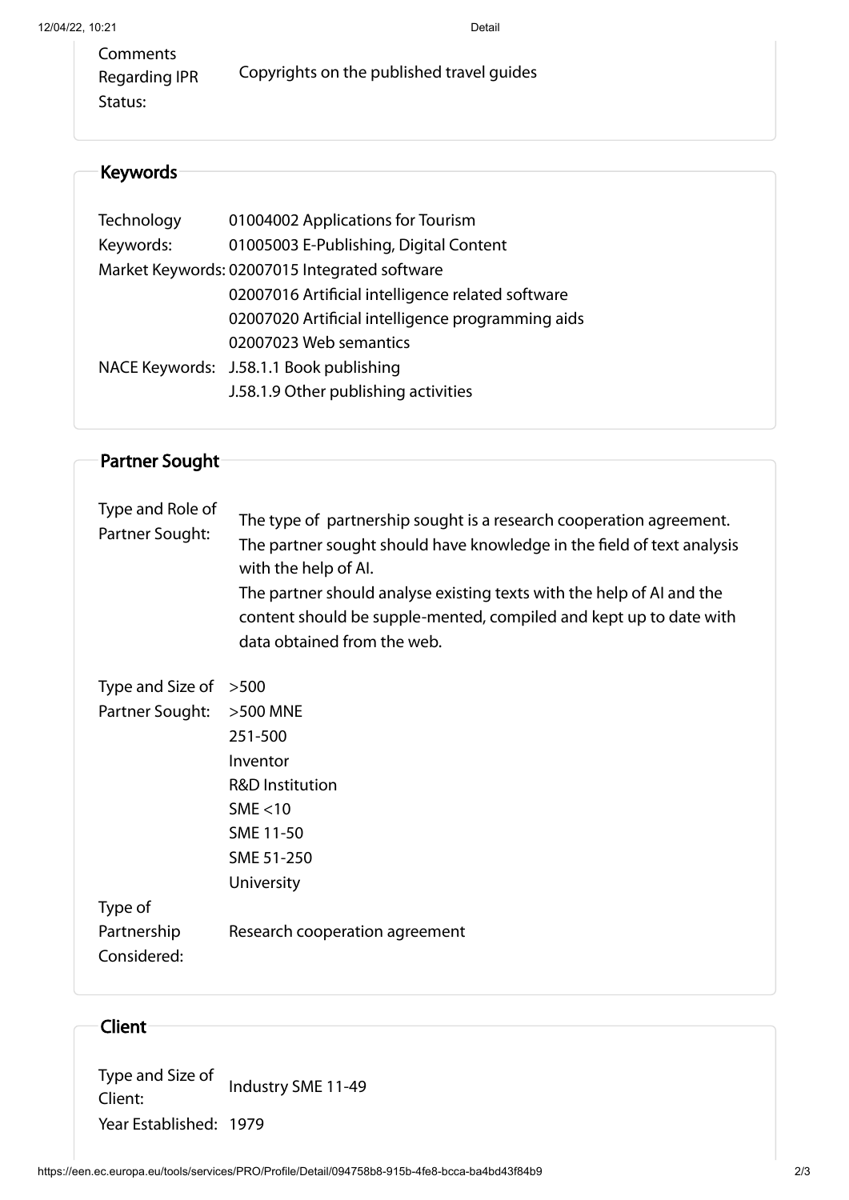| | |
|---|---|
| Comments Regarding IPR Status: | Copyrights on the published travel guides |

## Keywords

| | |
|---|---|
| Technology Keywords: | 01004002 Applications for Tourism<br>01005003 E-Publishing, Digital Content |
| Market Keywords: | 02007015 Integrated software<br>02007016 Artificial intelligence related software<br>02007020 Artificial intelligence programming aids<br>02007023 Web semantics |
| NACE Keywords: | J.58.1.1 Book publishing<br>J.58.1.9 Other publishing activities |

## Partner Sought

| | |
|---|---|
| Type and Role of Partner Sought: | The type of partnership sought is a research cooperation agreement. The partner sought should have knowledge in the field of text analysis with the help of AI.<br>The partner should analyse existing texts with the help of AI and the content should be supple-mented, compiled and kept up to date with data obtained from the web. |
| Type and Size of Partner Sought: | >500<br>>500 MNE<br>251-500<br>Inventor<br>R&D Institution<br>SME <10<br>SME 11-50<br>SME 51-250<br>University |
| Type of Partnership Considered: | Research cooperation agreement |

## Client

| | |
|---|---|
| Type and Size of Client: | Industry SME 11-49 |
| Year Established: | 1979 |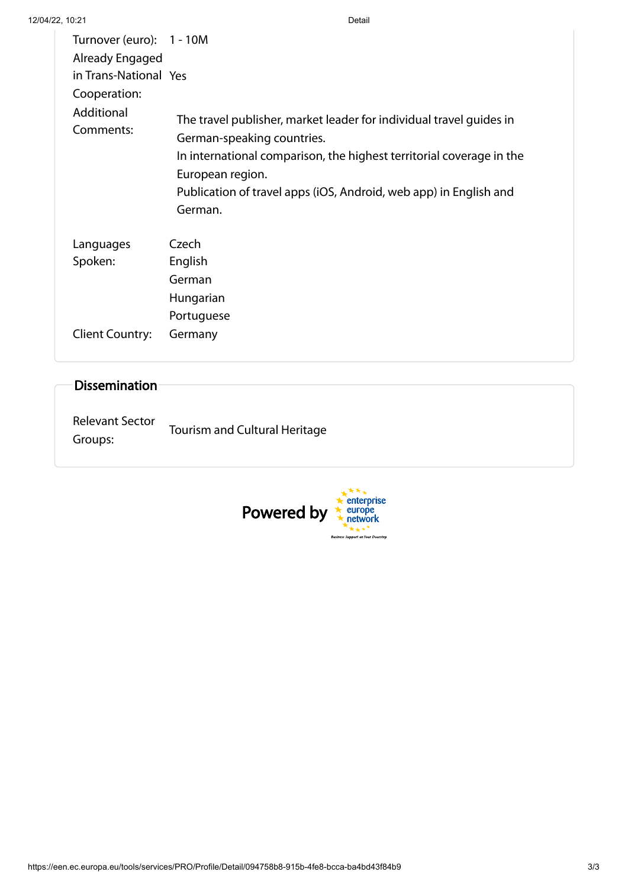| | |
|---|---|
| Turnover (euro): | 1 - 10M |
| Already Engaged in Trans-National Cooperation: | Yes |
| Additional Comments: | The travel publisher, market leader for individual travel guides in German-speaking countries.<br>In international comparison, the highest territorial coverage in the European region.<br>Publication of travel apps (iOS, Android, web app) in English and German. |
| Languages Spoken: | Czech<br>English<br>German<br>Hungarian<br>Portuguese |
| Client Country: | Germany |

## Dissemination

| | |
|---|---|
| Relevant Sector Groups: | Tourism and Cultural Heritage |

Powered by enterprise europe network

Business Support on Your Doorstep